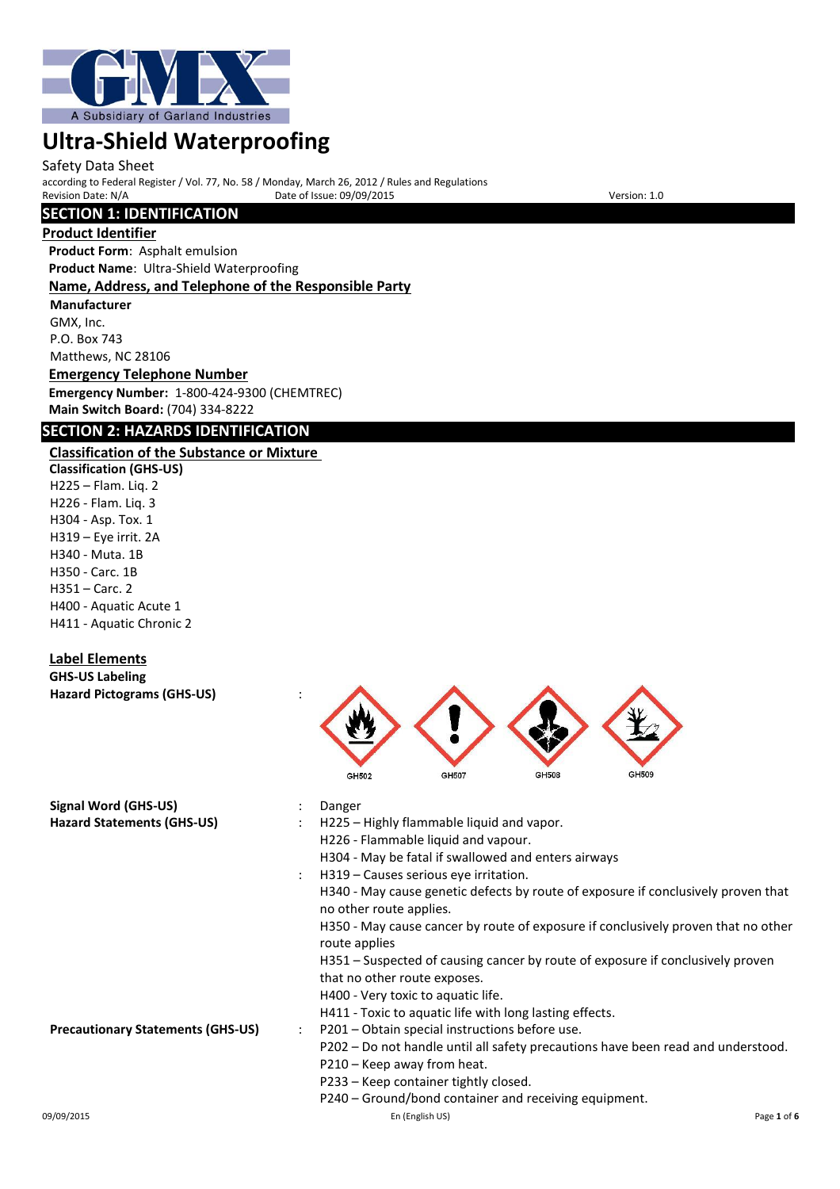# Ultra-Shield Waterproofing

Safety Data Sheet
according to Federal Register / Vol. 77, No. 58 / Monday, March 26, 2012 / Rules and Regulations
Revision Date: N/A    Date of Issue: 09/09/2015    Version: 1.0

## SECTION 1: IDENTIFICATION

### Product Identifier

**Product Form**: Asphalt emulsion
**Product Name**: Ultra-Shield Waterproofing

### Name, Address, and Telephone of the Responsible Party

**Manufacturer**
GMX, Inc.
P.O. Box 743
Matthews, NC 28106

### Emergency Telephone Number

**Emergency Number:** 1-800-424-9300 (CHEMTREC)
**Main Switch Board:** (704) 334-8222

## SECTION 2: HAZARDS IDENTIFICATION

### Classification of the Substance or Mixture

**Classification (GHS-US)**
H225 – Flam. Liq. 2
H226 - Flam. Liq. 3
H304 - Asp. Tox. 1
H319 – Eye irrit. 2A
H340 - Muta. 1B
H350 - Carc. 1B
H351 – Carc. 2
H400 - Aquatic Acute 1
H411 - Aquatic Chronic 2

### Label Elements

**GHS-US Labeling**
**Hazard Pictograms (GHS-US)** : GHS02, GHS07, GHS08, GHS09

**Signal Word (GHS-US)** : Danger

**Hazard Statements (GHS-US)** :
- H225 – Highly flammable liquid and vapor.
- H226 - Flammable liquid and vapour.
- H304 - May be fatal if swallowed and enters airways
- H319 – Causes serious eye irritation.
- H340 - May cause genetic defects by route of exposure if conclusively proven that no other route applies.
- H350 - May cause cancer by route of exposure if conclusively proven that no other route applies
- H351 – Suspected of causing cancer by route of exposure if conclusively proven that no other route exposes.
- H400 - Very toxic to aquatic life.
- H411 - Toxic to aquatic life with long lasting effects.

**Precautionary Statements (GHS-US)** :
- P201 – Obtain special instructions before use.
- P202 – Do not handle until all safety precautions have been read and understood.
- P210 – Keep away from heat.
- P233 – Keep container tightly closed.
- P240 – Ground/bond container and receiving equipment.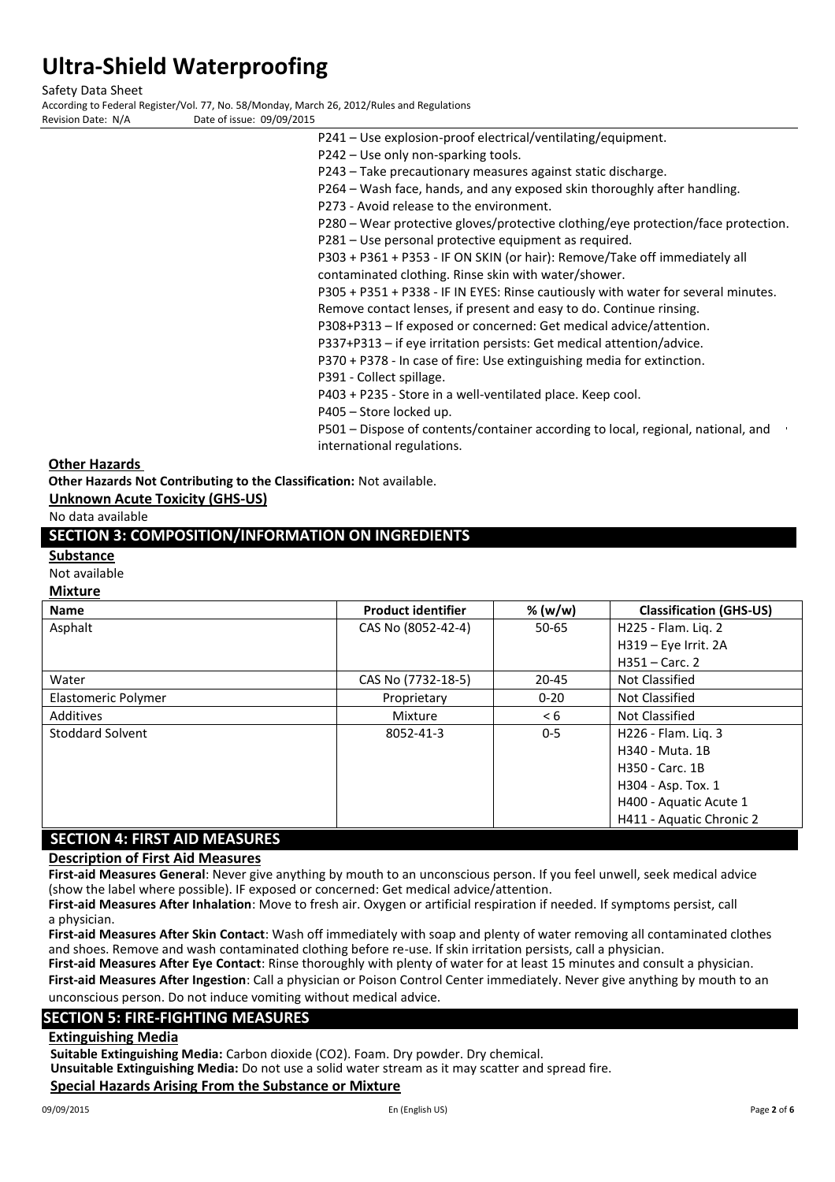P241 – Use explosion-proof electrical/ventilating/equipment.
P242 – Use only non-sparking tools.
P243 – Take precautionary measures against static discharge.
P264 – Wash face, hands, and any exposed skin thoroughly after handling.
P273 - Avoid release to the environment.
P280 – Wear protective gloves/protective clothing/eye protection/face protection.
P281 – Use personal protective equipment as required.
P303 + P361 + P353 - IF ON SKIN (or hair): Remove/Take off immediately all contaminated clothing. Rinse skin with water/shower.
P305 + P351 + P338 - IF IN EYES: Rinse cautiously with water for several minutes. Remove contact lenses, if present and easy to do. Continue rinsing.
P308+P313 – If exposed or concerned: Get medical advice/attention.
P337+P313 – if eye irritation persists: Get medical attention/advice.
P370 + P378 - In case of fire: Use extinguishing media for extinction.
P391 - Collect spillage.
P403 + P235 - Store in a well-ventilated place. Keep cool.
P405 – Store locked up.
P501 – Dispose of contents/container according to local, regional, national, and international regulations.

**Other Hazards**

**Other Hazards Not Contributing to the Classification:** Not available.

**Unknown Acute Toxicity (GHS-US)**

No data available

## SECTION 3: COMPOSITION/INFORMATION ON INGREDIENTS

**Substance**

Not available

**Mixture**

| Name | Product identifier | % (w/w) | Classification (GHS-US) |
|---|---|---|---|
| Asphalt | CAS No (8052-42-4) | 50-65 | H225 - Flam. Liq. 2<br>H319 – Eye Irrit. 2A<br>H351 – Carc. 2 |
| Water | CAS No (7732-18-5) | 20-45 | Not Classified |
| Elastomeric Polymer | Proprietary | 0-20 | Not Classified |
| Additives | Mixture | < 6 | Not Classified |
| Stoddard Solvent | 8052-41-3 | 0-5 | H226 - Flam. Liq. 3<br>H340 - Muta. 1B<br>H350 - Carc. 1B<br>H304 - Asp. Tox. 1<br>H400 - Aquatic Acute 1<br>H411 - Aquatic Chronic 2 |

## SECTION 4: FIRST AID MEASURES

**Description of First Aid Measures**

**First-aid Measures General**: Never give anything by mouth to an unconscious person. If you feel unwell, seek medical advice (show the label where possible). IF exposed or concerned: Get medical advice/attention.

**First-aid Measures After Inhalation**: Move to fresh air. Oxygen or artificial respiration if needed. If symptoms persist, call a physician.

**First-aid Measures After Skin Contact**: Wash off immediately with soap and plenty of water removing all contaminated clothes and shoes. Remove and wash contaminated clothing before re-use. If skin irritation persists, call a physician.

**First-aid Measures After Eye Contact**: Rinse thoroughly with plenty of water for at least 15 minutes and consult a physician.

**First-aid Measures After Ingestion**: Call a physician or Poison Control Center immediately. Never give anything by mouth to an unconscious person. Do not induce vomiting without medical advice.

## SECTION 5: FIRE-FIGHTING MEASURES

**Extinguishing Media**

**Suitable Extinguishing Media:** Carbon dioxide ($CO_2$). Foam. Dry powder. Dry chemical.

**Unsuitable Extinguishing Media:** Do not use a solid water stream as it may scatter and spread fire.

**Special Hazards Arising From the Substance or Mixture**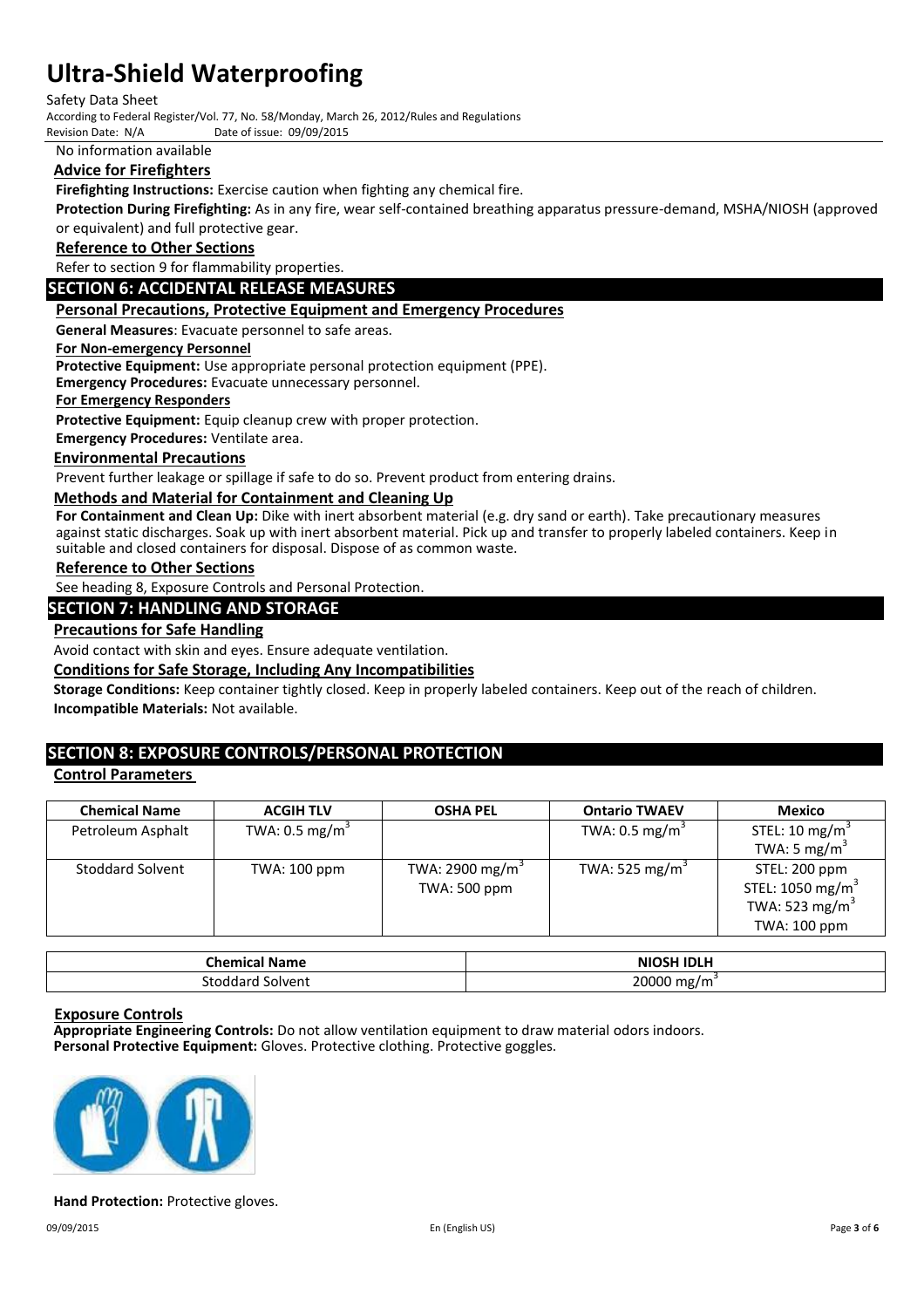No information available

### Advice for Firefighters

**Firefighting Instructions:** Exercise caution when fighting any chemical fire.

**Protection During Firefighting:** As in any fire, wear self-contained breathing apparatus pressure-demand, MSHA/NIOSH (approved or equivalent) and full protective gear.

### Reference to Other Sections

Refer to section 9 for flammability properties.

## SECTION 6: ACCIDENTAL RELEASE MEASURES

### Personal Precautions, Protective Equipment and Emergency Procedures

**General Measures**: Evacuate personnel to safe areas.

**For Non-emergency Personnel**

**Protective Equipment:** Use appropriate personal protection equipment (PPE).

**Emergency Procedures:** Evacuate unnecessary personnel.

**For Emergency Responders**

**Protective Equipment:** Equip cleanup crew with proper protection.

**Emergency Procedures:** Ventilate area.

### Environmental Precautions

Prevent further leakage or spillage if safe to do so. Prevent product from entering drains.

### Methods and Material for Containment and Cleaning Up

**For Containment and Clean Up:** Dike with inert absorbent material (e.g. dry sand or earth). Take precautionary measures against static discharges. Soak up with inert absorbent material. Pick up and transfer to properly labeled containers. Keep in suitable and closed containers for disposal. Dispose of as common waste.

### Reference to Other Sections

See heading 8, Exposure Controls and Personal Protection.

## SECTION 7: HANDLING AND STORAGE

### Precautions for Safe Handling

Avoid contact with skin and eyes. Ensure adequate ventilation.

### Conditions for Safe Storage, Including Any Incompatibilities

**Storage Conditions:** Keep container tightly closed. Keep in properly labeled containers. Keep out of the reach of children.

**Incompatible Materials:** Not available.

## SECTION 8: EXPOSURE CONTROLS/PERSONAL PROTECTION

### Control Parameters

| Chemical Name | ACGIH TLV | OSHA PEL | Ontario TWAEV | Mexico |
|---|---|---|---|---|
| Petroleum Asphalt | TWA: 0.5 mg/m$^3$ | | TWA: 0.5 mg/m$^3$ | STEL: 10 mg/m$^3$<br>TWA: 5 mg/m$^3$ |
| Stoddard Solvent | TWA: 100 ppm | TWA: 2900 mg/m$^3$<br>TWA: 500 ppm | TWA: 525 mg/m$^3$ | STEL: 200 ppm<br>STEL: 1050 mg/m$^3$<br>TWA: 523 mg/m$^3$<br>TWA: 100 ppm |

| Chemical Name | NIOSH IDLH |
|---|---|
| Stoddard Solvent | 20000 mg/m$^3$ |

### Exposure Controls

**Appropriate Engineering Controls:** Do not allow ventilation equipment to draw material odors indoors.

**Personal Protective Equipment:** Gloves. Protective clothing. Protective goggles.

**Hand Protection:** Protective gloves.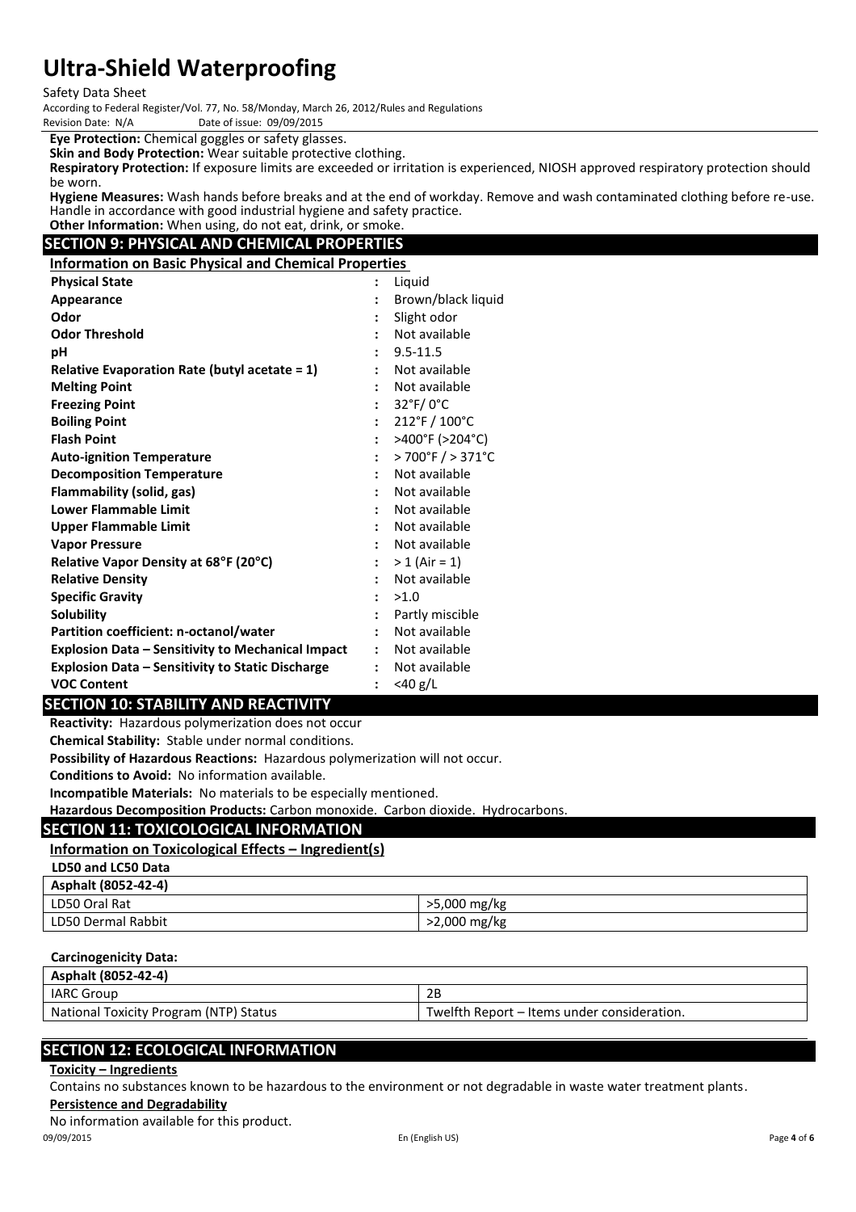**Eye Protection:** Chemical goggles or safety glasses.

**Skin and Body Protection:** Wear suitable protective clothing.

**Respiratory Protection:** If exposure limits are exceeded or irritation is experienced, NIOSH approved respiratory protection should be worn.

**Hygiene Measures:** Wash hands before breaks and at the end of workday. Remove and wash contaminated clothing before re-use. Handle in accordance with good industrial hygiene and safety practice.

**Other Information:** When using, do not eat, drink, or smoke.

## SECTION 9: PHYSICAL AND CHEMICAL PROPERTIES

### Information on Basic Physical and Chemical Properties

| Property | Value |
|---|---|
| **Physical State** | Liquid |
| **Appearance** | Brown/black liquid |
| **Odor** | Slight odor |
| **Odor Threshold** | Not available |
| **pH** | 9.5-11.5 |
| **Relative Evaporation Rate (butyl acetate = 1)** | Not available |
| **Melting Point** | Not available |
| **Freezing Point** | 32°F/ 0°C |
| **Boiling Point** | 212°F / 100°C |
| **Flash Point** | >400°F (>204°C) |
| **Auto-ignition Temperature** | > 700°F / > 371°C |
| **Decomposition Temperature** | Not available |
| **Flammability (solid, gas)** | Not available |
| **Lower Flammable Limit** | Not available |
| **Upper Flammable Limit** | Not available |
| **Vapor Pressure** | Not available |
| **Relative Vapor Density at 68°F (20°C)** | > 1 (Air = 1) |
| **Relative Density** | Not available |
| **Specific Gravity** | >1.0 |
| **Solubility** | Partly miscible |
| **Partition coefficient: n-octanol/water** | Not available |
| **Explosion Data – Sensitivity to Mechanical Impact** | Not available |
| **Explosion Data – Sensitivity to Static Discharge** | Not available |
| **VOC Content** | <40 g/L |

## SECTION 10: STABILITY AND REACTIVITY

**Reactivity:** Hazardous polymerization does not occur

**Chemical Stability:** Stable under normal conditions.

**Possibility of Hazardous Reactions:** Hazardous polymerization will not occur.

**Conditions to Avoid:** No information available.

**Incompatible Materials:** No materials to be especially mentioned.

**Hazardous Decomposition Products:** Carbon monoxide. Carbon dioxide. Hydrocarbons.

## SECTION 11: TOXICOLOGICAL INFORMATION

### Information on Toxicological Effects – Ingredient(s)

**LD50 and LC50 Data**

| **Asphalt (8052-42-4)** | |
|---|---|
| LD50 Oral Rat | >5,000 mg/kg |
| LD50 Dermal Rabbit | >2,000 mg/kg |

**Carcinogenicity Data:**

| **Asphalt (8052-42-4)** | |
|---|---|
| IARC Group | 2B |
| National Toxicity Program (NTP) Status | Twelfth Report – Items under consideration. |

## SECTION 12: ECOLOGICAL INFORMATION

**Toxicity – Ingredients**

Contains no substances known to be hazardous to the environment or not degradable in waste water treatment plants.

**Persistence and Degradability**

No information available for this product.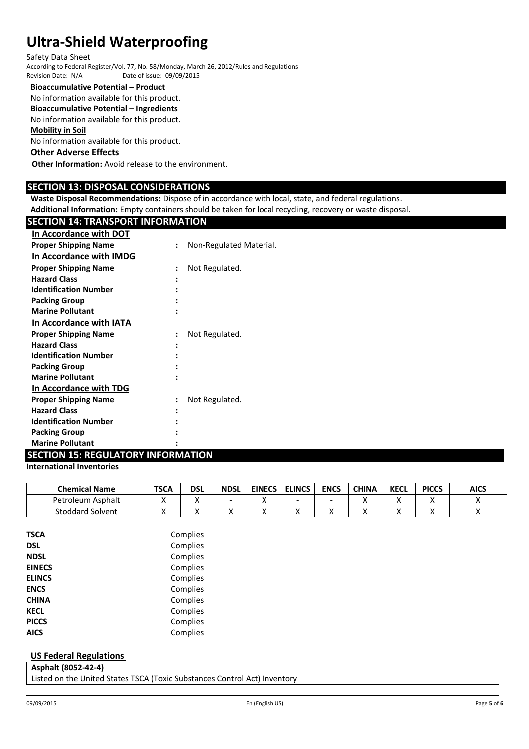**Bioaccumulative Potential – Product**

No information available for this product.

**Bioaccumulative Potential – Ingredients**

No information available for this product.

**Mobility in Soil**

No information available for this product.

**Other Adverse Effects**

**Other Information:** Avoid release to the environment.

## SECTION 13: DISPOSAL CONSIDERATIONS

**Waste Disposal Recommendations:** Dispose of in accordance with local, state, and federal regulations.

**Additional Information:** Empty containers should be taken for local recycling, recovery or waste disposal.

## SECTION 14: TRANSPORT INFORMATION

**In Accordance with DOT**

**Proper Shipping Name** : Non-Regulated Material.

**In Accordance with IMDG**

**Proper Shipping Name** : Not Regulated.

**Hazard Class** :

**Identification Number** :

**Packing Group** :

**Marine Pollutant** :

**In Accordance with IATA**

**Proper Shipping Name** : Not Regulated.

**Hazard Class** :

**Identification Number** :

**Packing Group** :

**Marine Pollutant** :

**In Accordance with TDG**

**Proper Shipping Name** : Not Regulated.

**Hazard Class** :

**Identification Number** :

**Packing Group** :

**Marine Pollutant** :

## SECTION 15: REGULATORY INFORMATION

**International Inventories**

| Chemical Name | TSCA | DSL | NDSL | EINECS | ELINCS | ENCS | CHINA | KECL | PICCS | AICS |
|---|---|---|---|---|---|---|---|---|---|---|
| Petroleum Asphalt | X | X | - | X | - | - | X | X | X | X |
| Stoddard Solvent | X | X | X | X | X | X | X | X | X | X |

| | |
|---|---|
| **TSCA** | Complies |
| **DSL** | Complies |
| **NDSL** | Complies |
| **EINECS** | Complies |
| **ELINCS** | Complies |
| **ENCS** | Complies |
| **CHINA** | Complies |
| **KECL** | Complies |
| **PICCS** | Complies |
| **AICS** | Complies |

**US Federal Regulations**

| **Asphalt (8052-42-4)** |
|---|
| Listed on the United States TSCA (Toxic Substances Control Act) Inventory |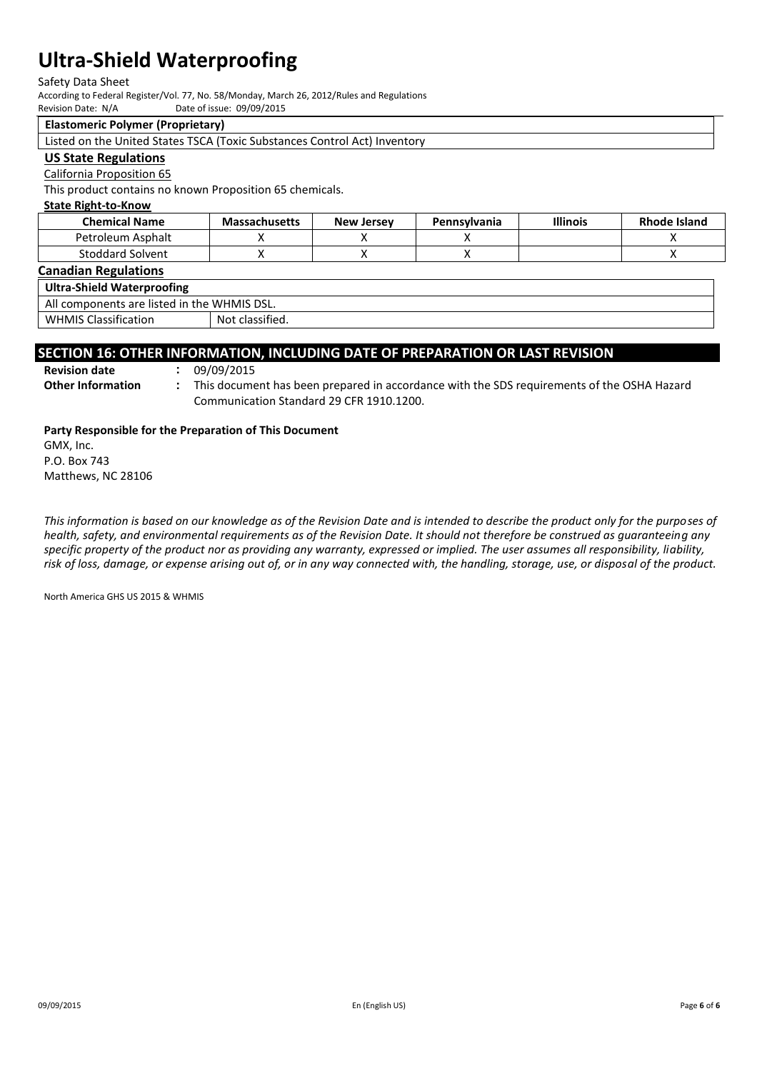**Elastomeric Polymer (Proprietary)**

Listed on the United States TSCA (Toxic Substances Control Act) Inventory

## US State Regulations

California Proposition 65

This product contains no known Proposition 65 chemicals.

**State Right-to-Know**

| Chemical Name | Massachusetts | New Jersey | Pennsylvania | Illinois | Rhode Island |
|---|---|---|---|---|---|
| Petroleum Asphalt | X | X | X | | X |
| Stoddard Solvent | X | X | X | | X |

## Canadian Regulations

| **Ultra-Shield Waterproofing** | |
|---|---|
| All components are listed in the WHMIS DSL. | |
| WHMIS Classification | Not classified. |

## SECTION 16: OTHER INFORMATION, INCLUDING DATE OF PREPARATION OR LAST REVISION

**Revision date** : 09/09/2015

**Other Information** : This document has been prepared in accordance with the SDS requirements of the OSHA Hazard Communication Standard 29 CFR 1910.1200.

**Party Responsible for the Preparation of This Document**

GMX, Inc.
P.O. Box 743
Matthews, NC 28106

*This information is based on our knowledge as of the Revision Date and is intended to describe the product only for the purposes of health, safety, and environmental requirements as of the Revision Date. It should not therefore be construed as guaranteeing any specific property of the product nor as providing any warranty, expressed or implied. The user assumes all responsibility, liability, risk of loss, damage, or expense arising out of, or in any way connected with, the handling, storage, use, or disposal of the product.*

North America GHS US 2015 & WHMIS